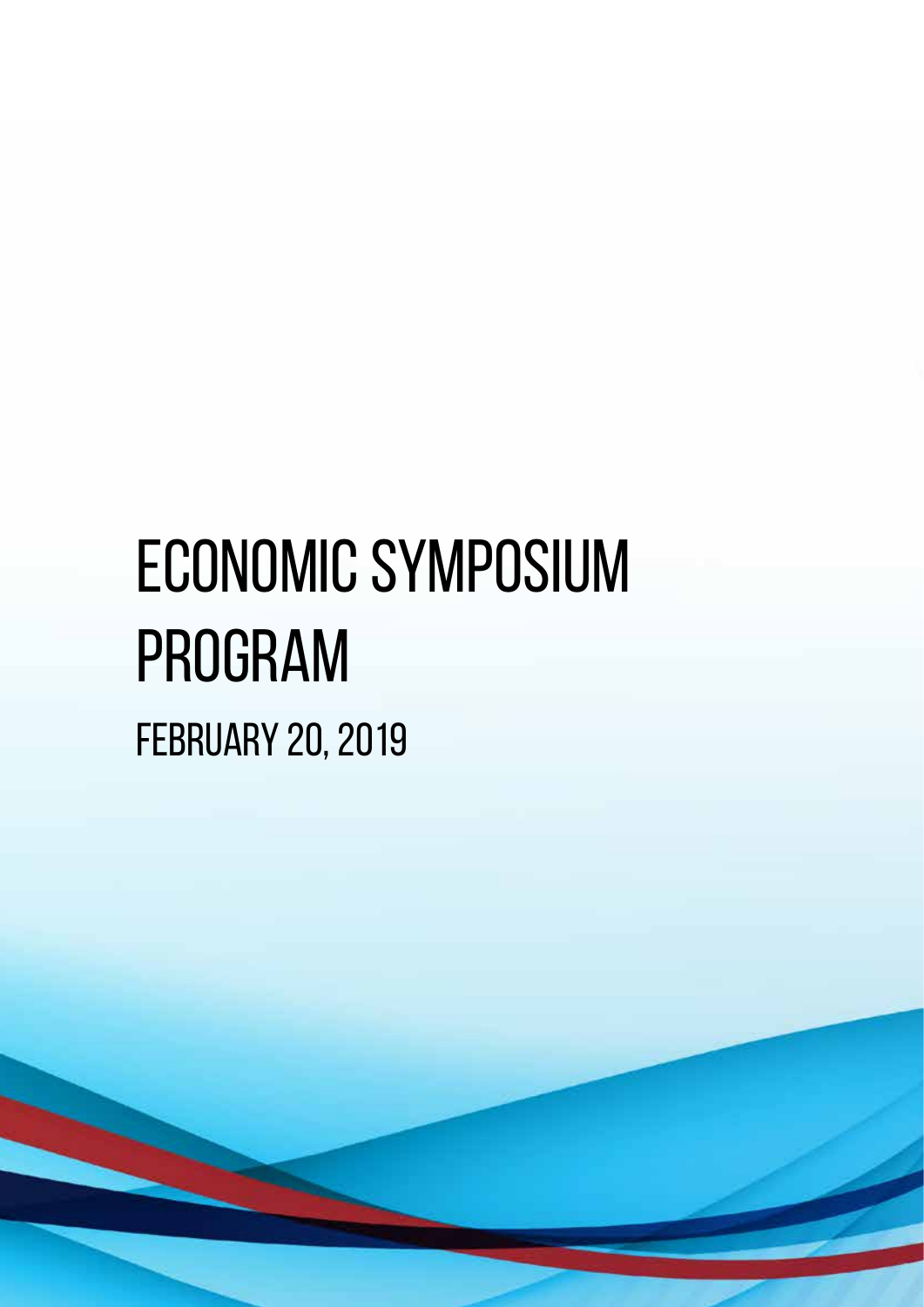# ECONOMIC SYMPOSIUM PROGRAM

## FEBRUARY 20, 2019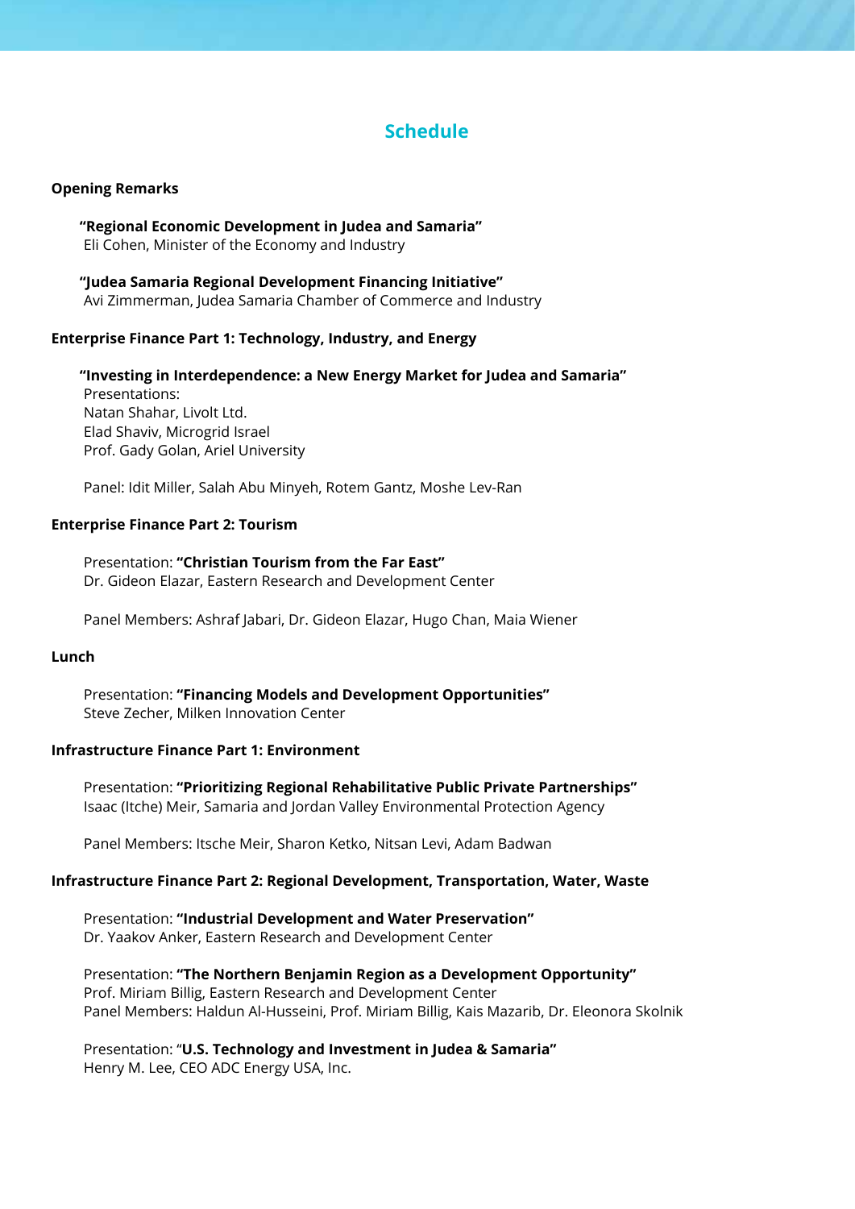# Schedule

**Opening Remarks**

**"Regional Economic Development in Judea and Samaria"**
Eli Cohen, Minister of the Economy and Industry

**"Judea Samaria Regional Development Financing Initiative"**
Avi Zimmerman, Judea Samaria Chamber of Commerce and Industry

**Enterprise Finance Part 1: Technology, Industry, and Energy**

**"Investing in Interdependence: a New Energy Market for Judea and Samaria"**
Presentations:
Natan Shahar, Livolt Ltd.
Elad Shaviv, Microgrid Israel
Prof. Gady Golan, Ariel University

Panel: Idit Miller, Salah Abu Minyeh, Rotem Gantz, Moshe Lev-Ran

**Enterprise Finance Part 2: Tourism**

Presentation: **"Christian Tourism from the Far East"**
Dr. Gideon Elazar, Eastern Research and Development Center

Panel Members: Ashraf Jabari, Dr. Gideon Elazar, Hugo Chan, Maia Wiener

**Lunch**

Presentation: **"Financing Models and Development Opportunities"**
Steve Zecher, Milken Innovation Center

**Infrastructure Finance Part 1: Environment**

Presentation: **"Prioritizing Regional Rehabilitative Public Private Partnerships"**
Isaac (Itche) Meir, Samaria and Jordan Valley Environmental Protection Agency

Panel Members: Itsche Meir, Sharon Ketko, Nitsan Levi, Adam Badwan

**Infrastructure Finance Part 2: Regional Development, Transportation, Water, Waste**

Presentation: **"Industrial Development and Water Preservation"**
Dr. Yaakov Anker, Eastern Research and Development Center

Presentation: **"The Northern Benjamin Region as a Development Opportunity"**
Prof. Miriam Billig, Eastern Research and Development Center
Panel Members: Haldun Al-Husseini, Prof. Miriam Billig, Kais Mazarib, Dr. Eleonora Skolnik

Presentation: "**U.S. Technology and Investment in Judea & Samaria"**
Henry M. Lee, CEO ADC Energy USA, Inc.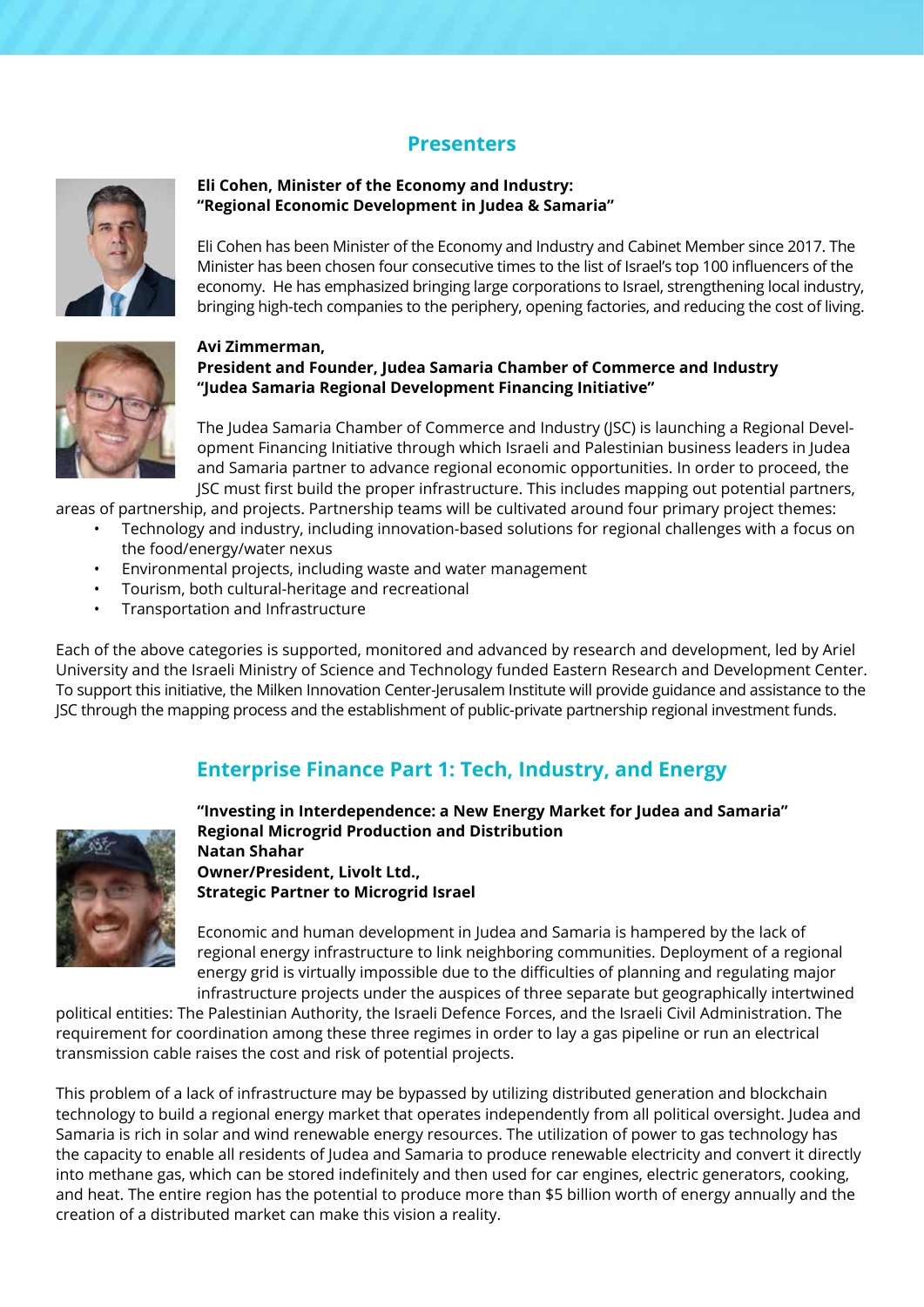## Presenters

**Eli Cohen, Minister of the Economy and Industry:**
**"Regional Economic Development in Judea & Samaria"**

Eli Cohen has been Minister of the Economy and Industry and Cabinet Member since 2017. The Minister has been chosen four consecutive times to the list of Israel's top 100 influencers of the economy. He has emphasized bringing large corporations to Israel, strengthening local industry, bringing high-tech companies to the periphery, opening factories, and reducing the cost of living.

**Avi Zimmerman,**
**President and Founder, Judea Samaria Chamber of Commerce and Industry**
**"Judea Samaria Regional Development Financing Initiative"**

The Judea Samaria Chamber of Commerce and Industry (JSC) is launching a Regional Development Financing Initiative through which Israeli and Palestinian business leaders in Judea and Samaria partner to advance regional economic opportunities. In order to proceed, the JSC must first build the proper infrastructure. This includes mapping out potential partners, areas of partnership, and projects. Partnership teams will be cultivated around four primary project themes:

- Technology and industry, including innovation-based solutions for regional challenges with a focus on the food/energy/water nexus
- Environmental projects, including waste and water management
- Tourism, both cultural-heritage and recreational
- Transportation and Infrastructure

Each of the above categories is supported, monitored and advanced by research and development, led by Ariel University and the Israeli Ministry of Science and Technology funded Eastern Research and Development Center. To support this initiative, the Milken Innovation Center-Jerusalem Institute will provide guidance and assistance to the JSC through the mapping process and the establishment of public-private partnership regional investment funds.

## Enterprise Finance Part 1: Tech, Industry, and Energy

**"Investing in Interdependence: a New Energy Market for Judea and Samaria"**
**Regional Microgrid Production and Distribution**
**Natan Shahar**
**Owner/President, Livolt Ltd.,**
**Strategic Partner to Microgrid Israel**

Economic and human development in Judea and Samaria is hampered by the lack of regional energy infrastructure to link neighboring communities. Deployment of a regional energy grid is virtually impossible due to the difficulties of planning and regulating major infrastructure projects under the auspices of three separate but geographically intertwined political entities: The Palestinian Authority, the Israeli Defence Forces, and the Israeli Civil Administration. The requirement for coordination among these three regimes in order to lay a gas pipeline or run an electrical transmission cable raises the cost and risk of potential projects.

This problem of a lack of infrastructure may be bypassed by utilizing distributed generation and blockchain technology to build a regional energy market that operates independently from all political oversight. Judea and Samaria is rich in solar and wind renewable energy resources. The utilization of power to gas technology has the capacity to enable all residents of Judea and Samaria to produce renewable electricity and convert it directly into methane gas, which can be stored indefinitely and then used for car engines, electric generators, cooking, and heat. The entire region has the potential to produce more than $5 billion worth of energy annually and the creation of a distributed market can make this vision a reality.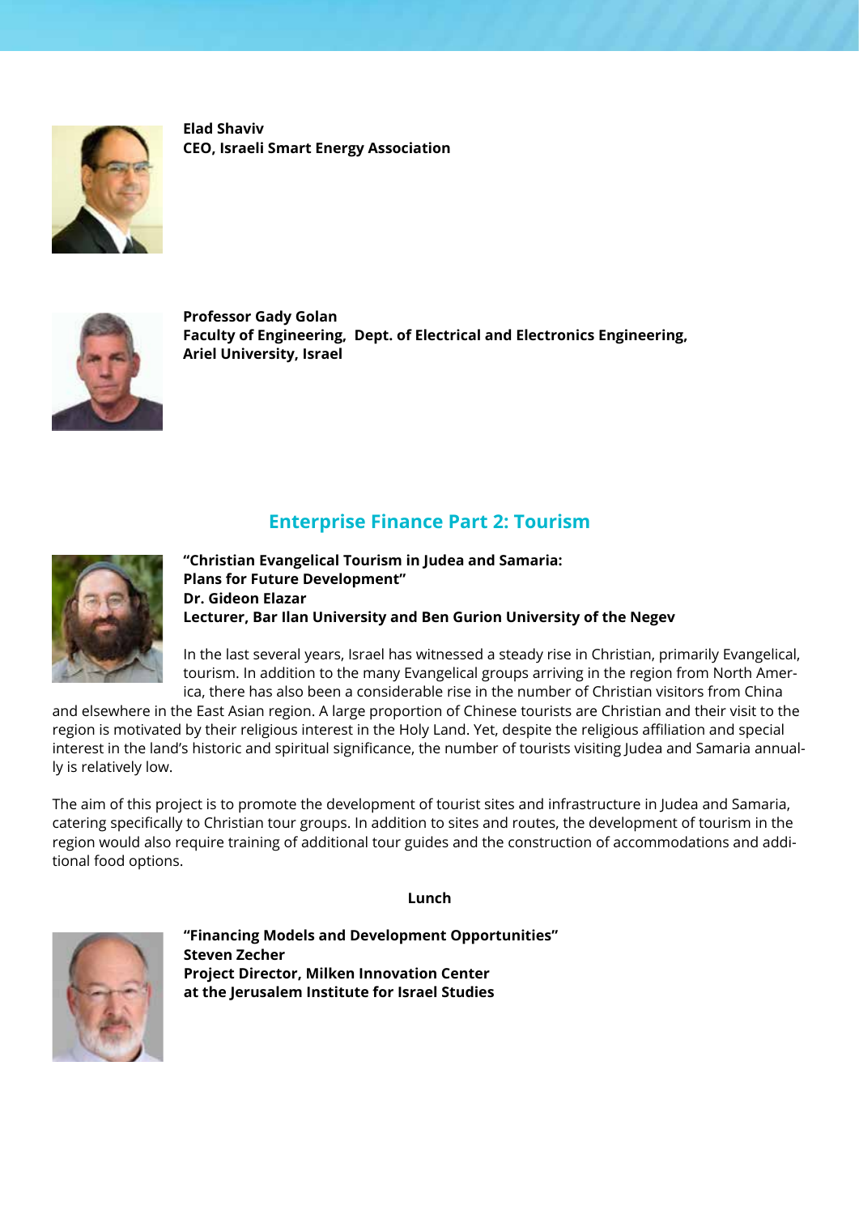**Elad Shaviv**
**CEO, Israeli Smart Energy Association**

**Professor Gady Golan**
**Faculty of Engineering, Dept. of Electrical and Electronics Engineering,**
**Ariel University, Israel**

## Enterprise Finance Part 2: Tourism

**"Christian Evangelical Tourism in Judea and Samaria:**
**Plans for Future Development"**
**Dr. Gideon Elazar**
**Lecturer, Bar Ilan University and Ben Gurion University of the Negev**

In the last several years, Israel has witnessed a steady rise in Christian, primarily Evangelical, tourism. In addition to the many Evangelical groups arriving in the region from North America, there has also been a considerable rise in the number of Christian visitors from China and elsewhere in the East Asian region. A large proportion of Chinese tourists are Christian and their visit to the region is motivated by their religious interest in the Holy Land. Yet, despite the religious affiliation and special interest in the land's historic and spiritual significance, the number of tourists visiting Judea and Samaria annually is relatively low.

The aim of this project is to promote the development of tourist sites and infrastructure in Judea and Samaria, catering specifically to Christian tour groups. In addition to sites and routes, the development of tourism in the region would also require training of additional tour guides and the construction of accommodations and additional food options.

**Lunch**

**"Financing Models and Development Opportunities"**
**Steven Zecher**
**Project Director, Milken Innovation Center**
**at the Jerusalem Institute for Israel Studies**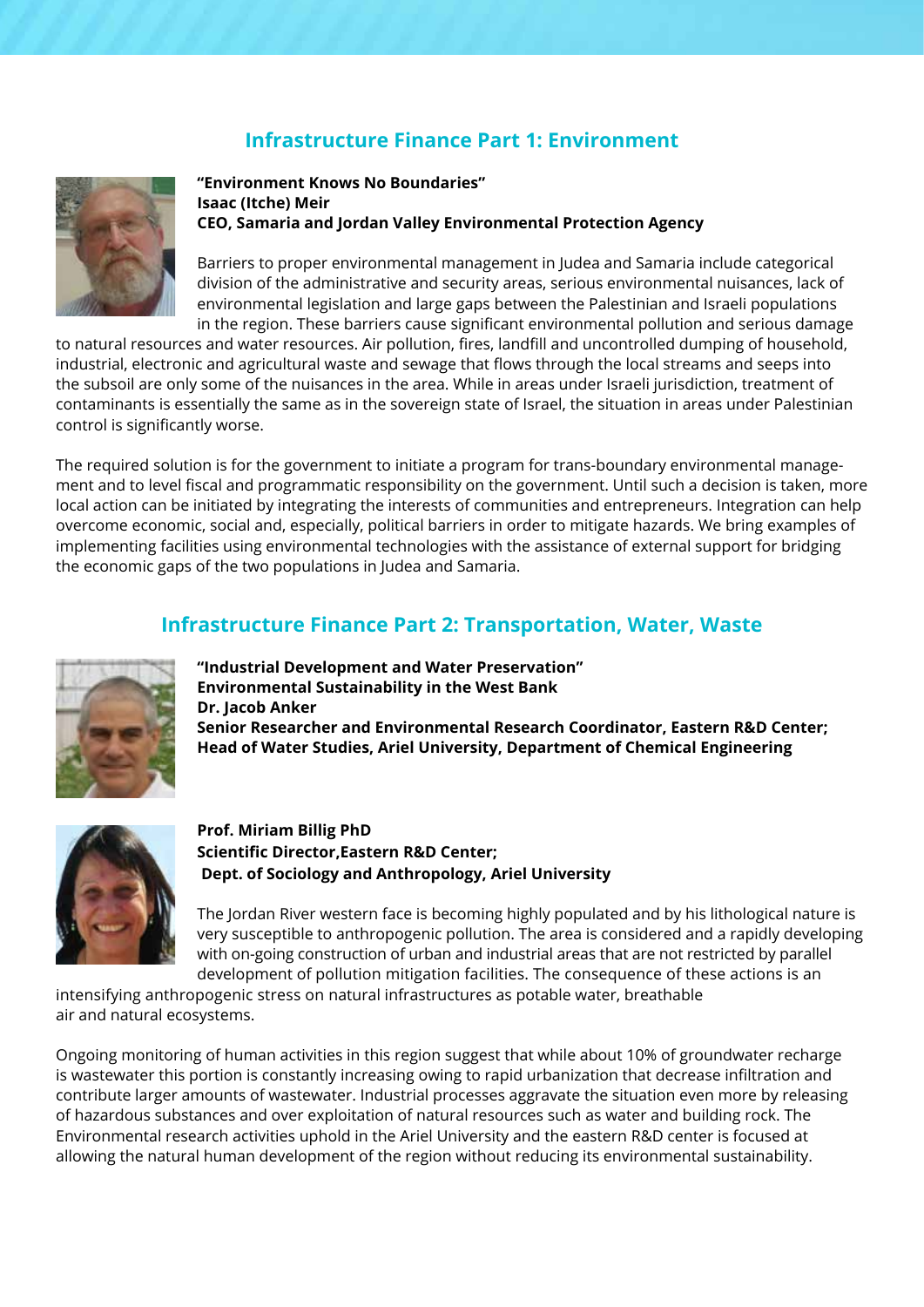## Infrastructure Finance Part 1: Environment

**"Environment Knows No Boundaries"**
**Isaac (Itche) Meir**
**CEO, Samaria and Jordan Valley Environmental Protection Agency**

Barriers to proper environmental management in Judea and Samaria include categorical division of the administrative and security areas, serious environmental nuisances, lack of environmental legislation and large gaps between the Palestinian and Israeli populations in the region. These barriers cause significant environmental pollution and serious damage to natural resources and water resources. Air pollution, fires, landfill and uncontrolled dumping of household, industrial, electronic and agricultural waste and sewage that flows through the local streams and seeps into the subsoil are only some of the nuisances in the area. While in areas under Israeli jurisdiction, treatment of contaminants is essentially the same as in the sovereign state of Israel, the situation in areas under Palestinian control is significantly worse.

The required solution is for the government to initiate a program for trans-boundary environmental management and to level fiscal and programmatic responsibility on the government. Until such a decision is taken, more local action can be initiated by integrating the interests of communities and entrepreneurs. Integration can help overcome economic, social and, especially, political barriers in order to mitigate hazards. We bring examples of implementing facilities using environmental technologies with the assistance of external support for bridging the economic gaps of the two populations in Judea and Samaria.

## Infrastructure Finance Part 2: Transportation, Water, Waste

**"Industrial Development and Water Preservation"**
**Environmental Sustainability in the West Bank**
**Dr. Jacob Anker**
**Senior Researcher and Environmental Research Coordinator, Eastern R&D Center;**
**Head of Water Studies, Ariel University, Department of Chemical Engineering**

**Prof. Miriam Billig PhD**
**Scientific Director,Eastern R&D Center;**
**Dept. of Sociology and Anthropology, Ariel University**

The Jordan River western face is becoming highly populated and by his lithological nature is very susceptible to anthropogenic pollution. The area is considered and a rapidly developing with on-going construction of urban and industrial areas that are not restricted by parallel development of pollution mitigation facilities. The consequence of these actions is an intensifying anthropogenic stress on natural infrastructures as potable water, breathable air and natural ecosystems.

Ongoing monitoring of human activities in this region suggest that while about 10% of groundwater recharge is wastewater this portion is constantly increasing owing to rapid urbanization that decrease infiltration and contribute larger amounts of wastewater. Industrial processes aggravate the situation even more by releasing of hazardous substances and over exploitation of natural resources such as water and building rock. The Environmental research activities uphold in the Ariel University and the eastern R&D center is focused at allowing the natural human development of the region without reducing its environmental sustainability.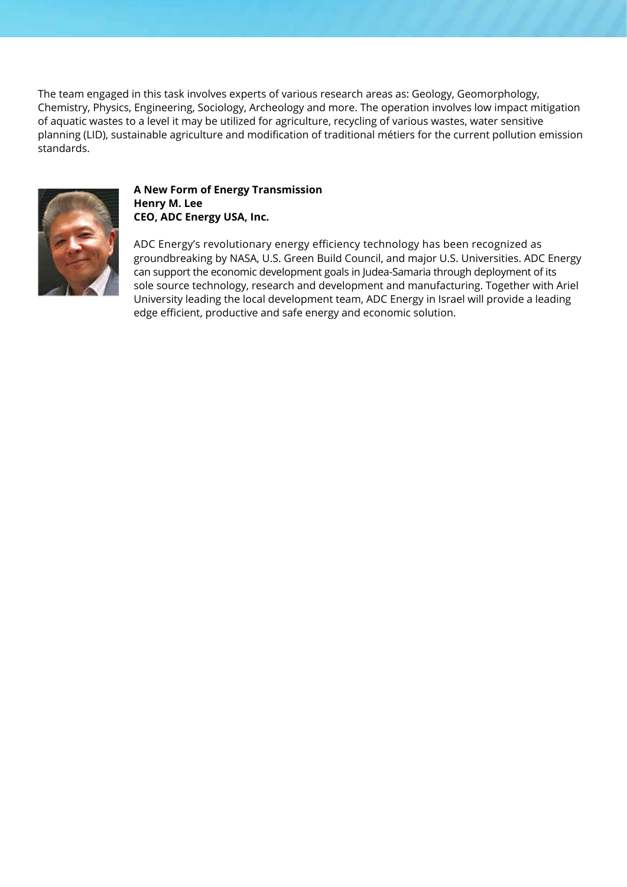The team engaged in this task involves experts of various research areas as: Geology, Geomorphology, Chemistry, Physics, Engineering, Sociology, Archeology and more. The operation involves low impact mitigation of aquatic wastes to a level it may be utilized for agriculture, recycling of various wastes, water sensitive planning (LID), sustainable agriculture and modification of traditional métiers for the current pollution emission standards.

**A New Form of Energy Transmission**
**Henry M. Lee**
**CEO, ADC Energy USA, Inc.**

ADC Energy's revolutionary energy efficiency technology has been recognized as groundbreaking by NASA, U.S. Green Build Council, and major U.S. Universities. ADC Energy can support the economic development goals in Judea-Samaria through deployment of its sole source technology, research and development and manufacturing. Together with Ariel University leading the local development team, ADC Energy in Israel will provide a leading edge efficient, productive and safe energy and economic solution.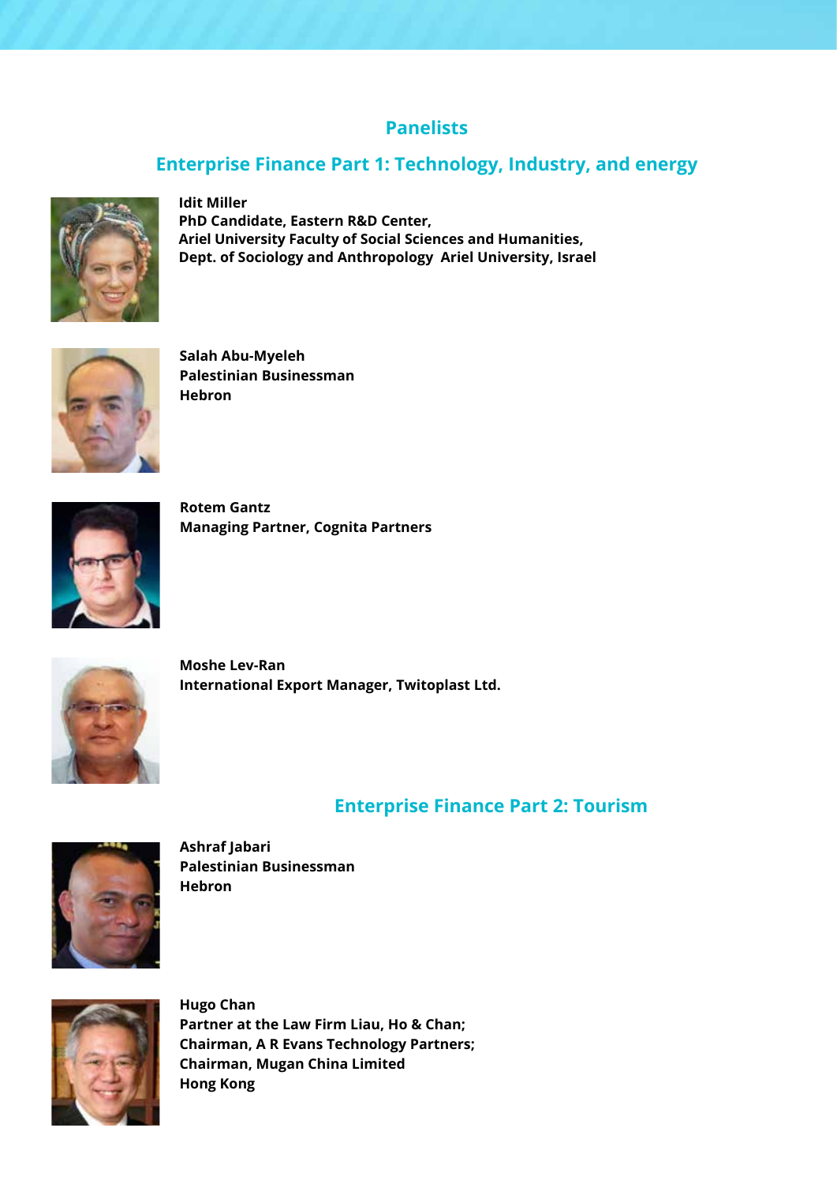## Panelists

### Enterprise Finance Part 1: Technology, Industry, and energy

**Idit Miller**
**PhD Candidate, Eastern R&D Center,**
**Ariel University Faculty of Social Sciences and Humanities,**
**Dept. of Sociology and Anthropology Ariel University, Israel**

**Salah Abu-Myeleh**
**Palestinian Businessman**
**Hebron**

**Rotem Gantz**
**Managing Partner, Cognita Partners**

**Moshe Lev-Ran**
**International Export Manager, Twitoplast Ltd.**

### Enterprise Finance Part 2: Tourism

**Ashraf Jabari**
**Palestinian Businessman**
**Hebron**

**Hugo Chan**
**Partner at the Law Firm Liau, Ho & Chan;**
**Chairman, A R Evans Technology Partners;**
**Chairman, Mugan China Limited**
**Hong Kong**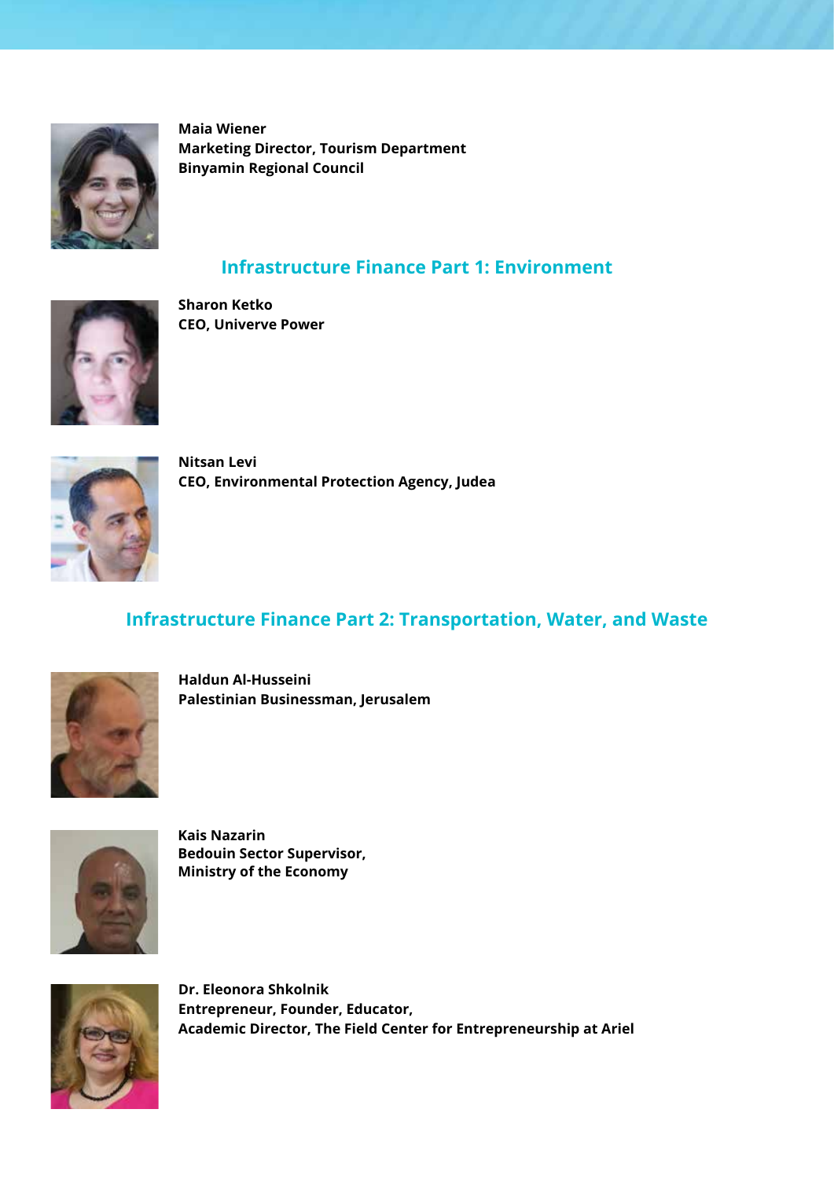**Maia Wiener**
**Marketing Director, Tourism Department**
**Binyamin Regional Council**

## Infrastructure Finance Part 1: Environment

**Sharon Ketko**
**CEO, Univerve Power**

**Nitsan Levi**
**CEO, Environmental Protection Agency, Judea**

## Infrastructure Finance Part 2: Transportation, Water, and Waste

**Haldun Al-Husseini**
**Palestinian Businessman, Jerusalem**

**Kais Nazarin**
**Bedouin Sector Supervisor,**
**Ministry of the Economy**

**Dr. Eleonora Shkolnik**
**Entrepreneur, Founder, Educator,**
**Academic Director, The Field Center for Entrepreneurship at Ariel**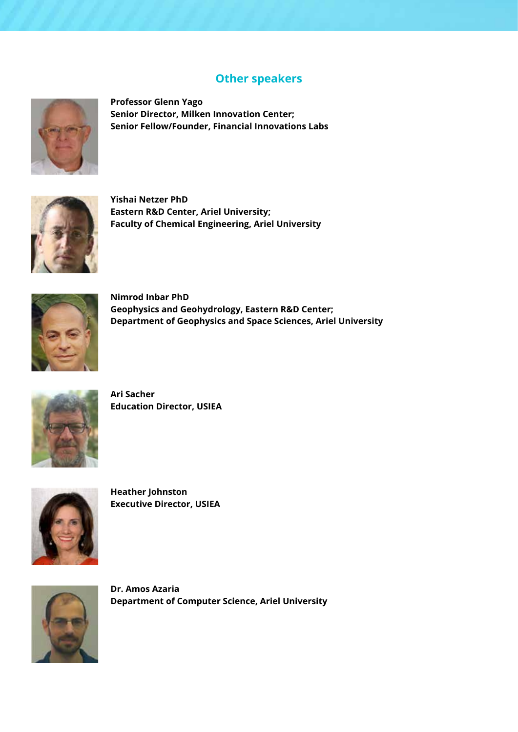## Other speakers

**Professor Glenn Yago**
**Senior Director, Milken Innovation Center;**
**Senior Fellow/Founder, Financial Innovations Labs**

**Yishai Netzer PhD**
**Eastern R&D Center, Ariel University;**
**Faculty of Chemical Engineering, Ariel University**

**Nimrod Inbar PhD**
**Geophysics and Geohydrology, Eastern R&D Center;**
**Department of Geophysics and Space Sciences, Ariel University**

**Ari Sacher**
**Education Director, USIEA**

**Heather Johnston**
**Executive Director, USIEA**

**Dr. Amos Azaria**
**Department of Computer Science, Ariel University**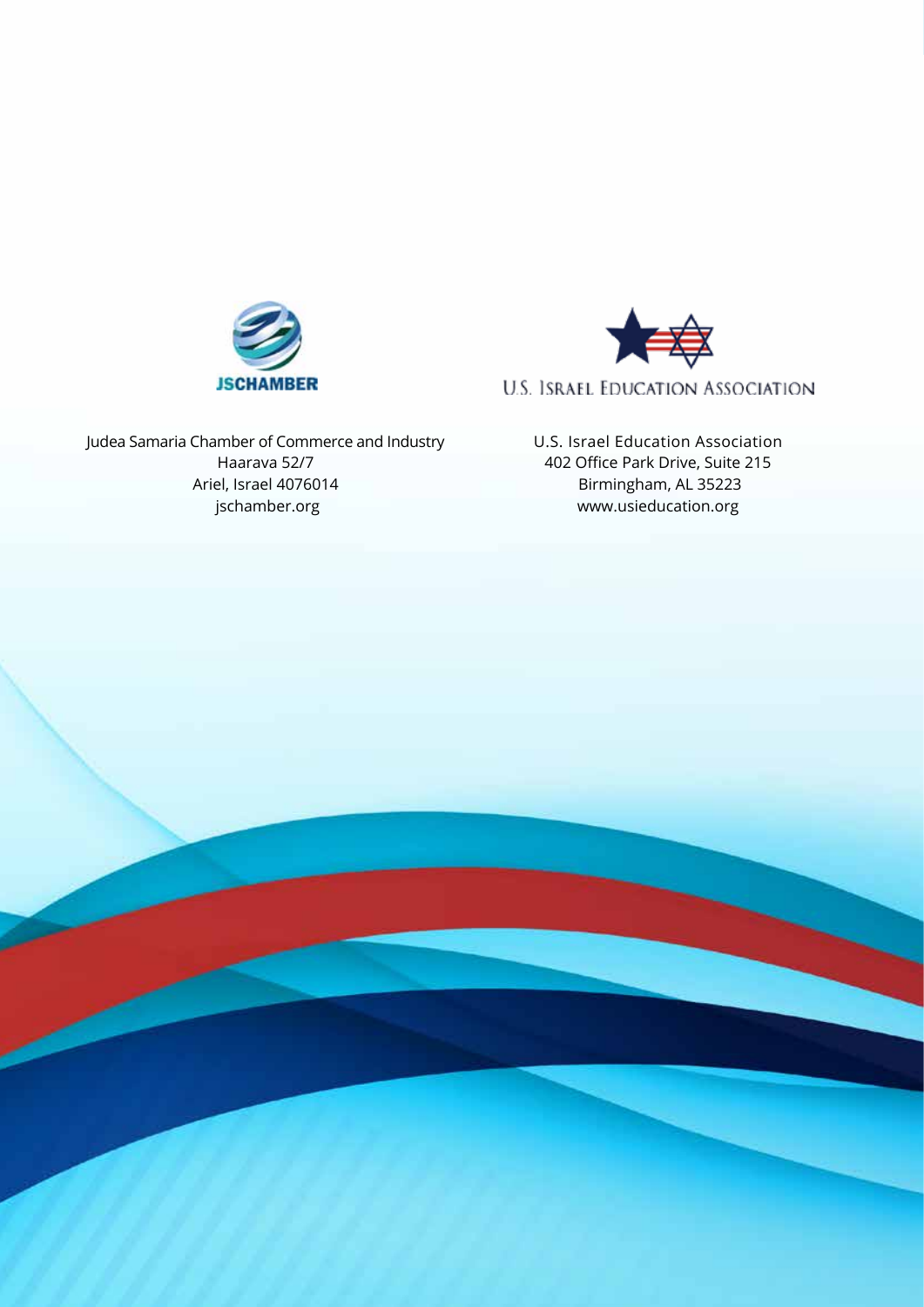JSCHAMBER

U.S. ISRAEL EDUCATION ASSOCIATION

Judea Samaria Chamber of Commerce and Industry
Haarava 52/7
Ariel, Israel 4076014
jschamber.org

U.S. Israel Education Association
402 Office Park Drive, Suite 215
Birmingham, AL 35223
www.usieducation.org